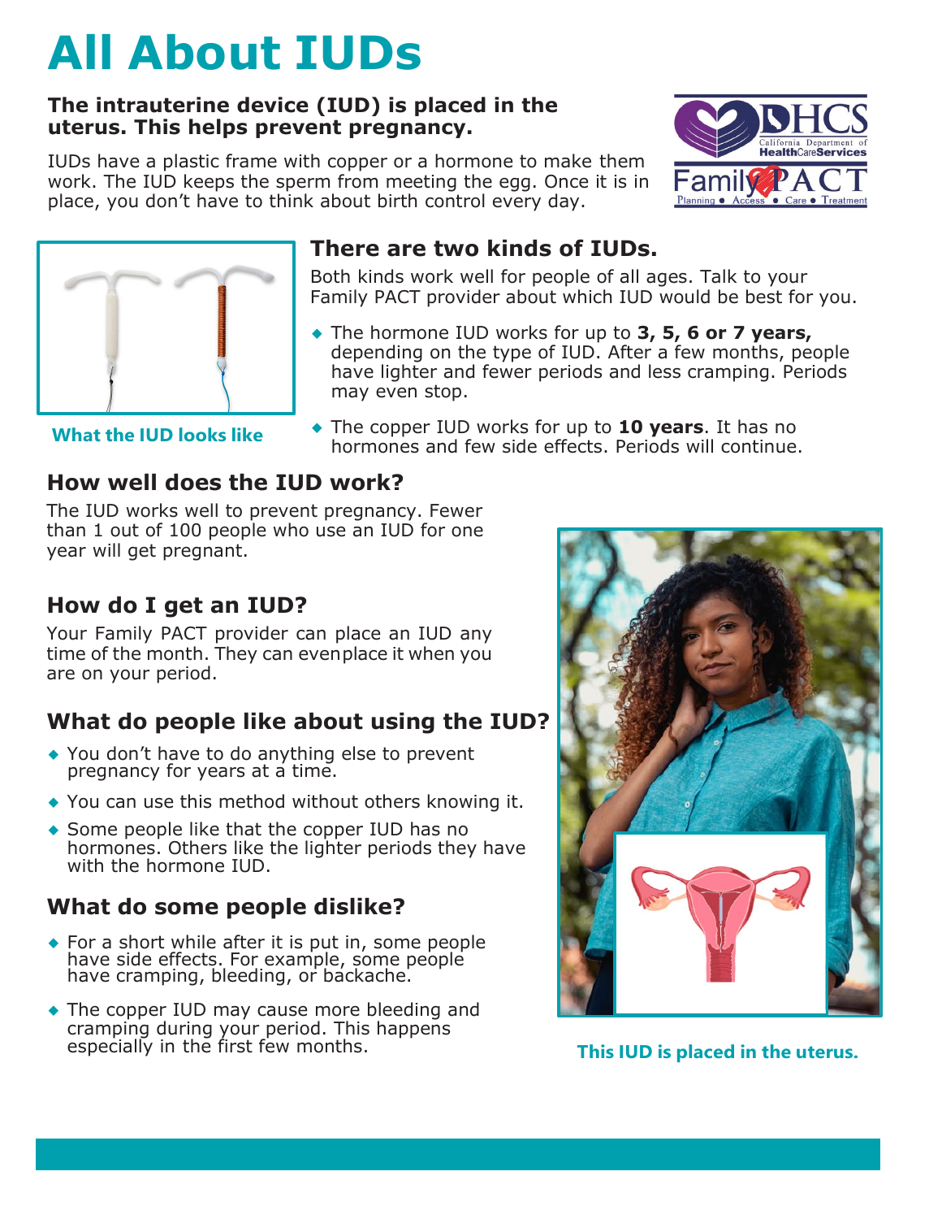# All About IUDs

**The intrauterine device (IUD) is placed in the uterus. This helps prevent pregnancy.**

IUDs have a plastic frame with copper or a hormone to make them work. The IUD keeps the sperm from meeting the egg. Once it is in place, you don't have to think about birth control every day.

What the IUD looks like

## There are two kinds of IUDs.

Both kinds work well for people of all ages. Talk to your Family PACT provider about which IUD would be best for you.

- The hormone IUD works for up to **3, 5, 6 or 7 years,** depending on the type of IUD. After a few months, people have lighter and fewer periods and less cramping. Periods may even stop.
- The copper IUD works for up to **10 years**. It has no hormones and few side effects. Periods will continue.

## How well does the IUD work?

The IUD works well to prevent pregnancy. Fewer than 1 out of 100 people who use an IUD for one year will get pregnant.

## How do I get an IUD?

Your Family PACT provider can place an IUD any time of the month. They can evenplace it when you are on your period.

## What do people like about using the IUD?

- You don't have to do anything else to prevent pregnancy for years at a time.
- You can use this method without others knowing it.
- Some people like that the copper IUD has no hormones. Others like the lighter periods they have with the hormone IUD.

## What do some people dislike?

- For a short while after it is put in, some people have side effects. For example, some people have cramping, bleeding, or backache.
- The copper IUD may cause more bleeding and cramping during your period. This happens especially in the first few months.

This IUD is placed in the uterus.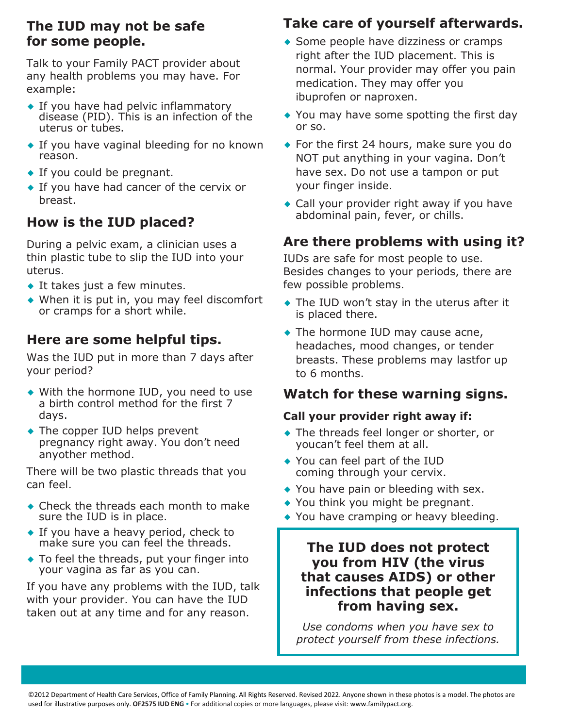## The IUD may not be safe for some people.

Talk to your Family PACT provider about any health problems you may have. For example:

- If you have had pelvic inflammatory disease (PID). This is an infection of the uterus or tubes.
- If you have vaginal bleeding for no known reason.
- If you could be pregnant.
- If you have had cancer of the cervix or breast.

## How is the IUD placed?

During a pelvic exam, a clinician uses a thin plastic tube to slip the IUD into your uterus.

- It takes just a few minutes.
- When it is put in, you may feel discomfort or cramps for a short while.

## Here are some helpful tips.

Was the IUD put in more than 7 days after your period?

- With the hormone IUD, you need to use a birth control method for the first 7 days.
- The copper IUD helps prevent pregnancy right away. You don't need anyother method.

There will be two plastic threads that you can feel.

- Check the threads each month to make sure the IUD is in place.
- If you have a heavy period, check to make sure you can feel the threads.
- To feel the threads, put your finger into your vagina as far as you can.

If you have any problems with the IUD, talk with your provider. You can have the IUD taken out at any time and for any reason.

## Take care of yourself afterwards.

- Some people have dizziness or cramps right after the IUD placement. This is normal. Your provider may offer you pain medication. They may offer you ibuprofen or naproxen.
- You may have some spotting the first day or so.
- For the first 24 hours, make sure you do NOT put anything in your vagina. Don't have sex. Do not use a tampon or put your finger inside.
- Call your provider right away if you have abdominal pain, fever, or chills.

## Are there problems with using it?

IUDs are safe for most people to use. Besides changes to your periods, there are few possible problems.

- The IUD won't stay in the uterus after it is placed there.
- The hormone IUD may cause acne, headaches, mood changes, or tender breasts. These problems may lastfor up to 6 months.

## Watch for these warning signs.

**Call your provider right away if:**

- The threads feel longer or shorter, or youcan't feel them at all.
- You can feel part of the IUD coming through your cervix.
- You have pain or bleeding with sex.
- You think you might be pregnant.
- You have cramping or heavy bleeding.

**The IUD does not protect you from HIV (the virus that causes AIDS) or other infections that people get from having sex.**

*Use condoms when you have sex to protect yourself from these infections.*

©2012 Department of Health Care Services, Office of Family Planning. All Rights Reserved. Revised 2022. Anyone shown in these photos is a model. The photos are used for illustrative purposes only. **OF2575 IUD ENG** • For additional copies or more languages, please visit: www.familypact.org.